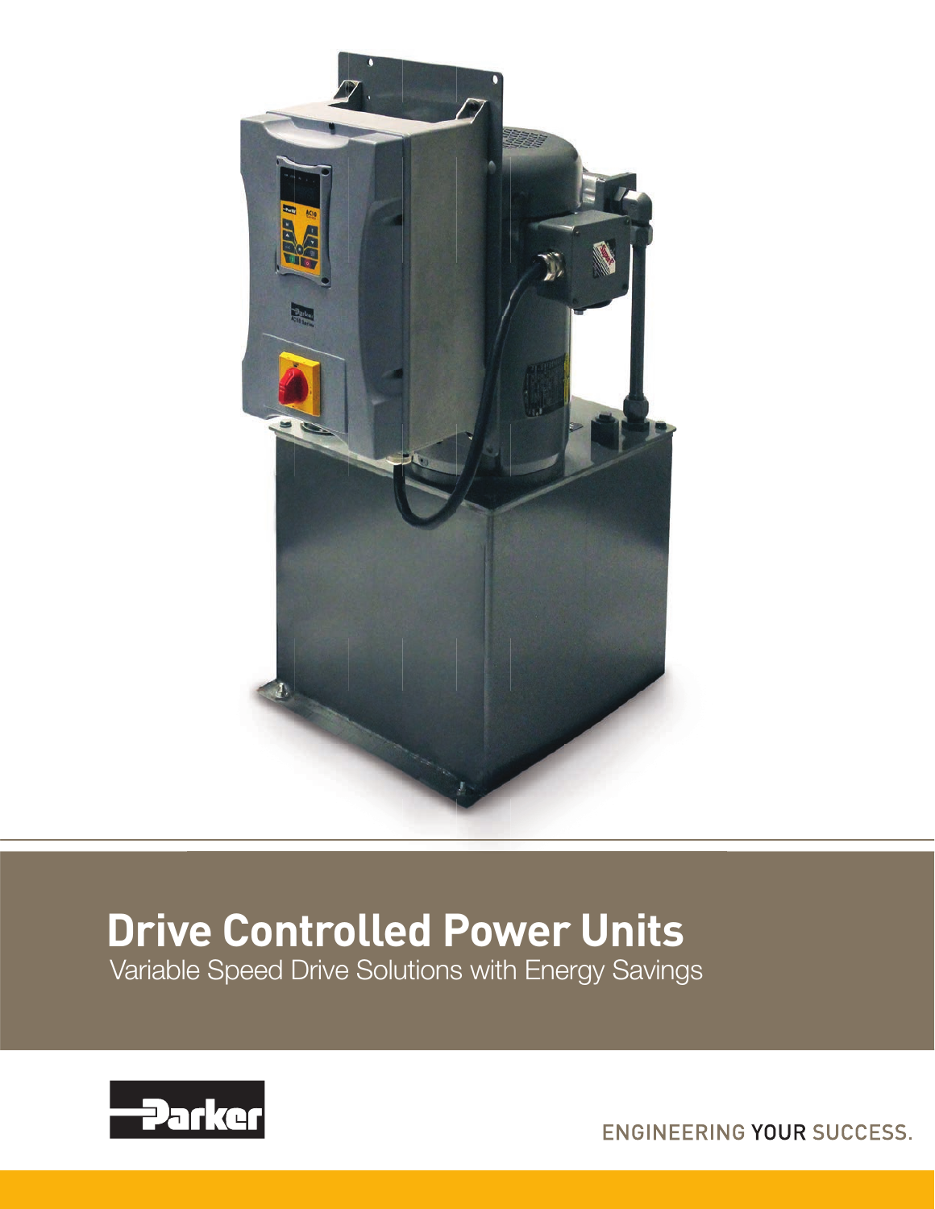# Drive Controlled Power Units

Variable Speed Drive Solutions with Energy Savings

Parker

ENGINEERING YOUR SUCCESS.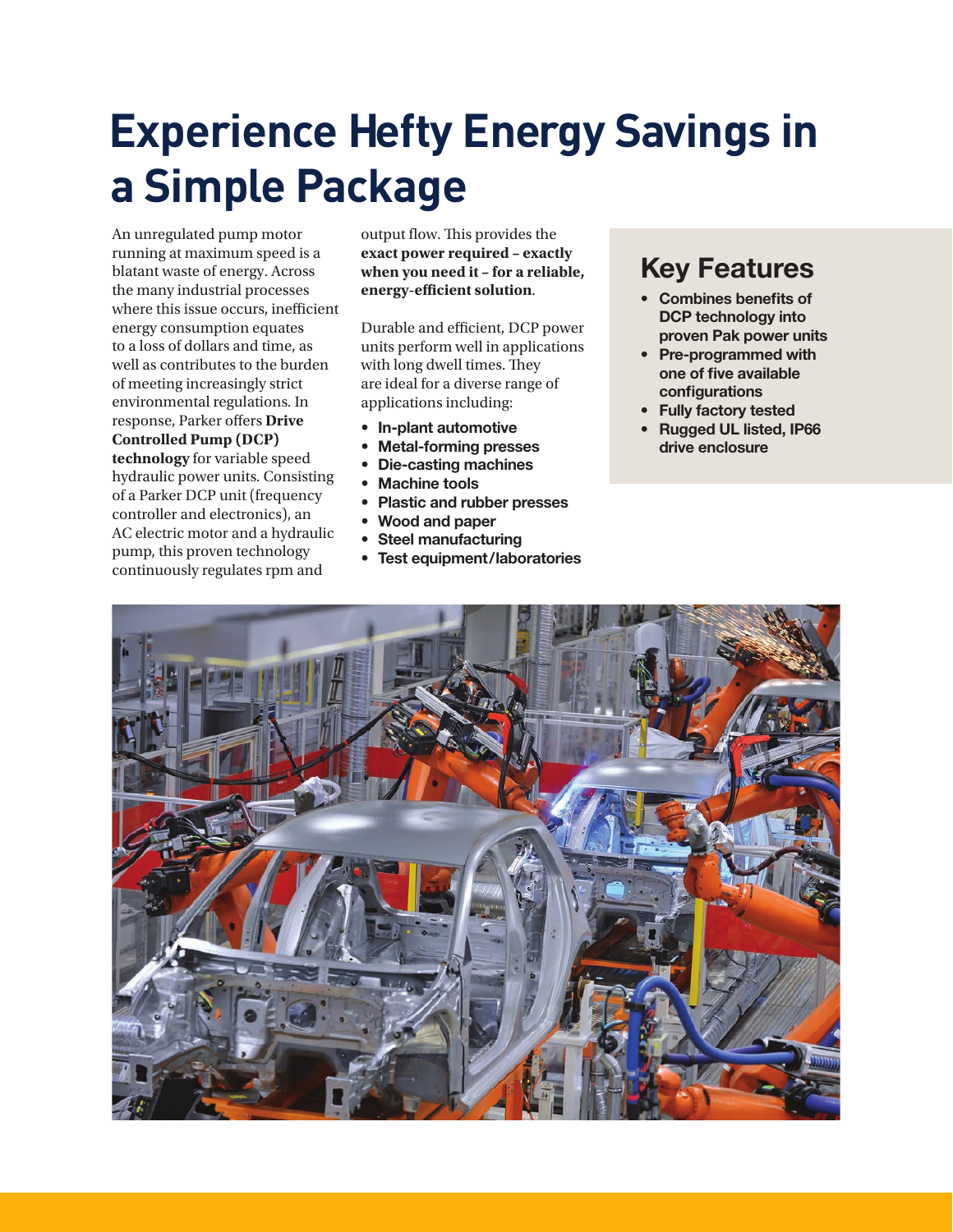# Experience Hefty Energy Savings in a Simple Package

An unregulated pump motor running at maximum speed is a blatant waste of energy. Across the many industrial processes where this issue occurs, inefficient energy consumption equates to a loss of dollars and time, as well as contributes to the burden of meeting increasingly strict environmental regulations. In response, Parker offers **Drive Controlled Pump (DCP) technology** for variable speed hydraulic power units. Consisting of a Parker DCP unit (frequency controller and electronics), an AC electric motor and a hydraulic pump, this proven technology continuously regulates rpm and output flow. This provides the **exact power required – exactly when you need it – for a reliable, energy-efficient solution**.

Durable and efficient, DCP power units perform well in applications with long dwell times. They are ideal for a diverse range of applications including:

- **In-plant automotive**
- **Metal-forming presses**
- **Die-casting machines**
- **Machine tools**
- **Plastic and rubber presses**
- **Wood and paper**
- **Steel manufacturing**
- **Test equipment/laboratories**

## Key Features

- **Combines benefits of DCP technology into proven Pak power units**
- **Pre-programmed with one of five available configurations**
- **Fully factory tested**
- **Rugged UL listed, IP66 drive enclosure**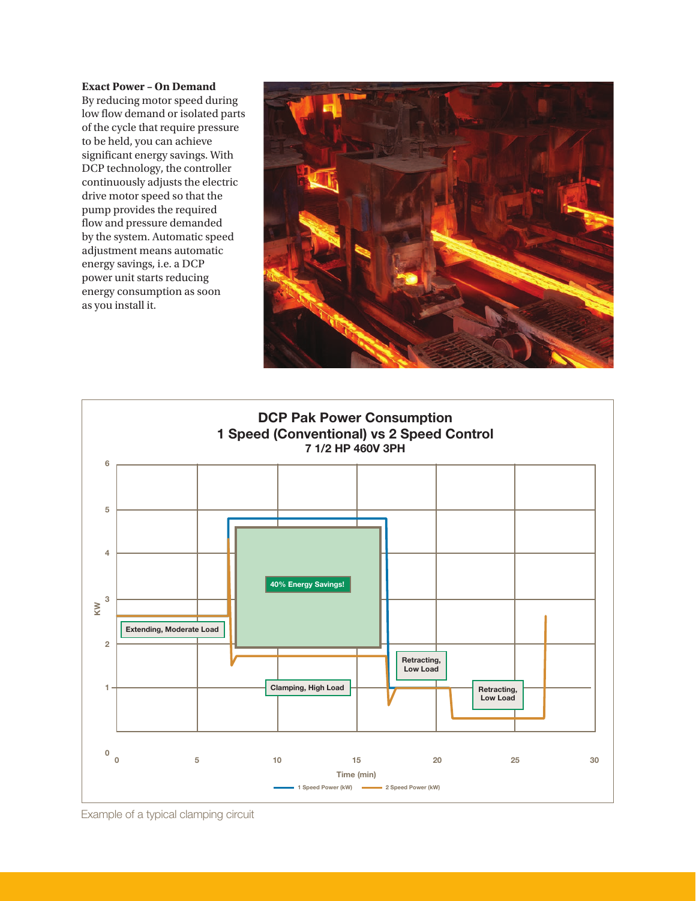**Exact Power – On Demand**

By reducing motor speed during low flow demand or isolated parts of the cycle that require pressure to be held, you can achieve significant energy savings. With DCP technology, the controller continuously adjusts the electric drive motor speed so that the pump provides the required flow and pressure demanded by the system. Automatic speed adjustment means automatic energy savings, i.e. a DCP power unit starts reducing energy consumption as soon as you install it.

**DCP Pak Power Consumption**
**1 Speed (Conventional) vs 2 Speed Control**
**7 1/2 HP 460V 3PH**

Example of a typical clamping circuit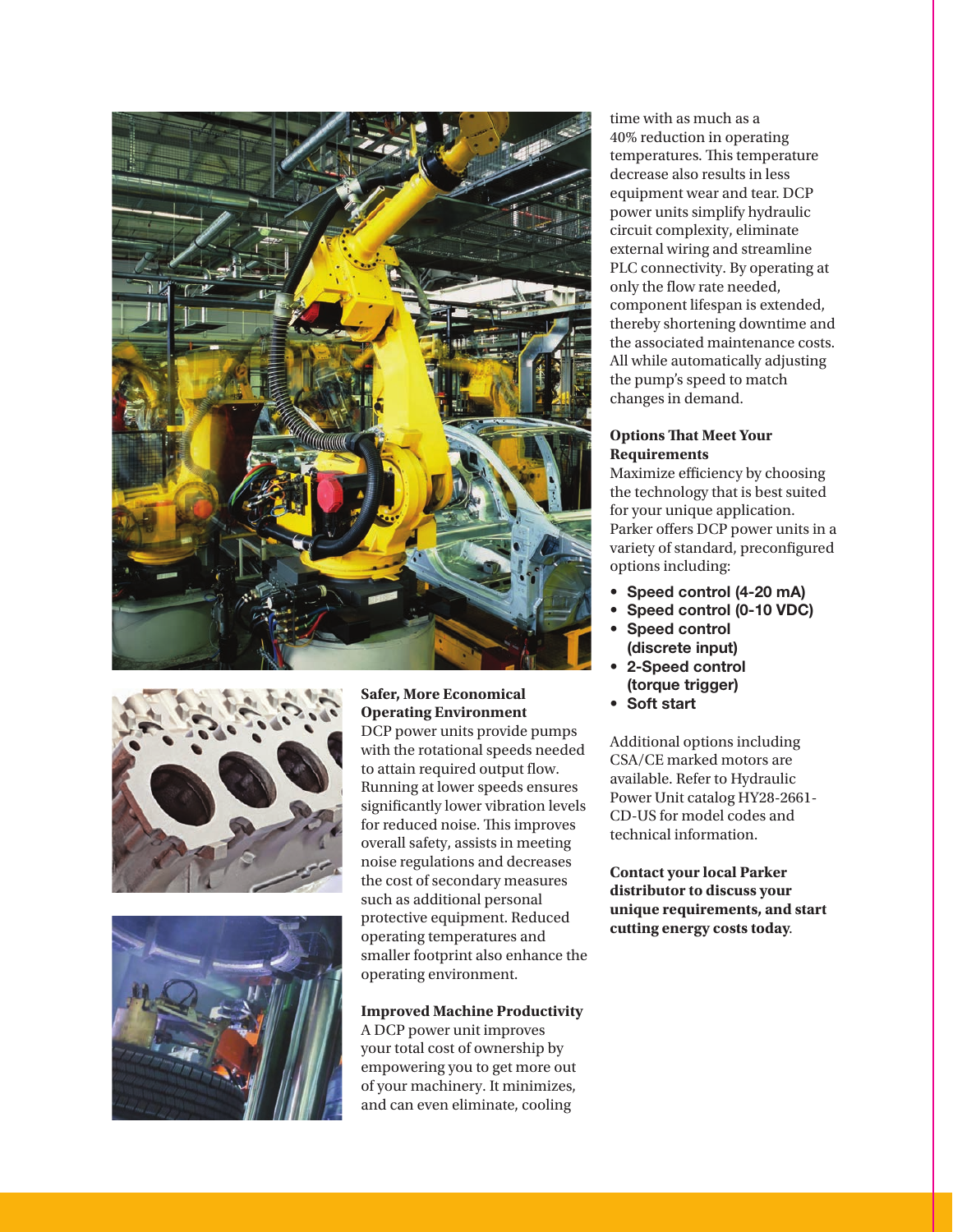### Safer, More Economical Operating Environment

DCP power units provide pumps with the rotational speeds needed to attain required output flow. Running at lower speeds ensures significantly lower vibration levels for reduced noise. This improves overall safety, assists in meeting noise regulations and decreases the cost of secondary measures such as additional personal protective equipment. Reduced operating temperatures and smaller footprint also enhance the operating environment.

### Improved Machine Productivity

A DCP power unit improves your total cost of ownership by empowering you to get more out of your machinery. It minimizes, and can even eliminate, cooling time with as much as a 40% reduction in operating temperatures. This temperature decrease also results in less equipment wear and tear. DCP power units simplify hydraulic circuit complexity, eliminate external wiring and streamline PLC connectivity. By operating at only the flow rate needed, component lifespan is extended, thereby shortening downtime and the associated maintenance costs. All while automatically adjusting the pump's speed to match changes in demand.

### Options That Meet Your Requirements

Maximize efficiency by choosing the technology that is best suited for your unique application. Parker offers DCP power units in a variety of standard, preconfigured options including:

- **Speed control (4-20 mA)**
- **Speed control (0-10 VDC)**
- **Speed control (discrete input)**
- **2-Speed control (torque trigger)**
- **Soft start**

Additional options including CSA/CE marked motors are available. Refer to Hydraulic Power Unit catalog HY28-2661-CD-US for model codes and technical information.

**Contact your local Parker distributor to discuss your unique requirements, and start cutting energy costs today**.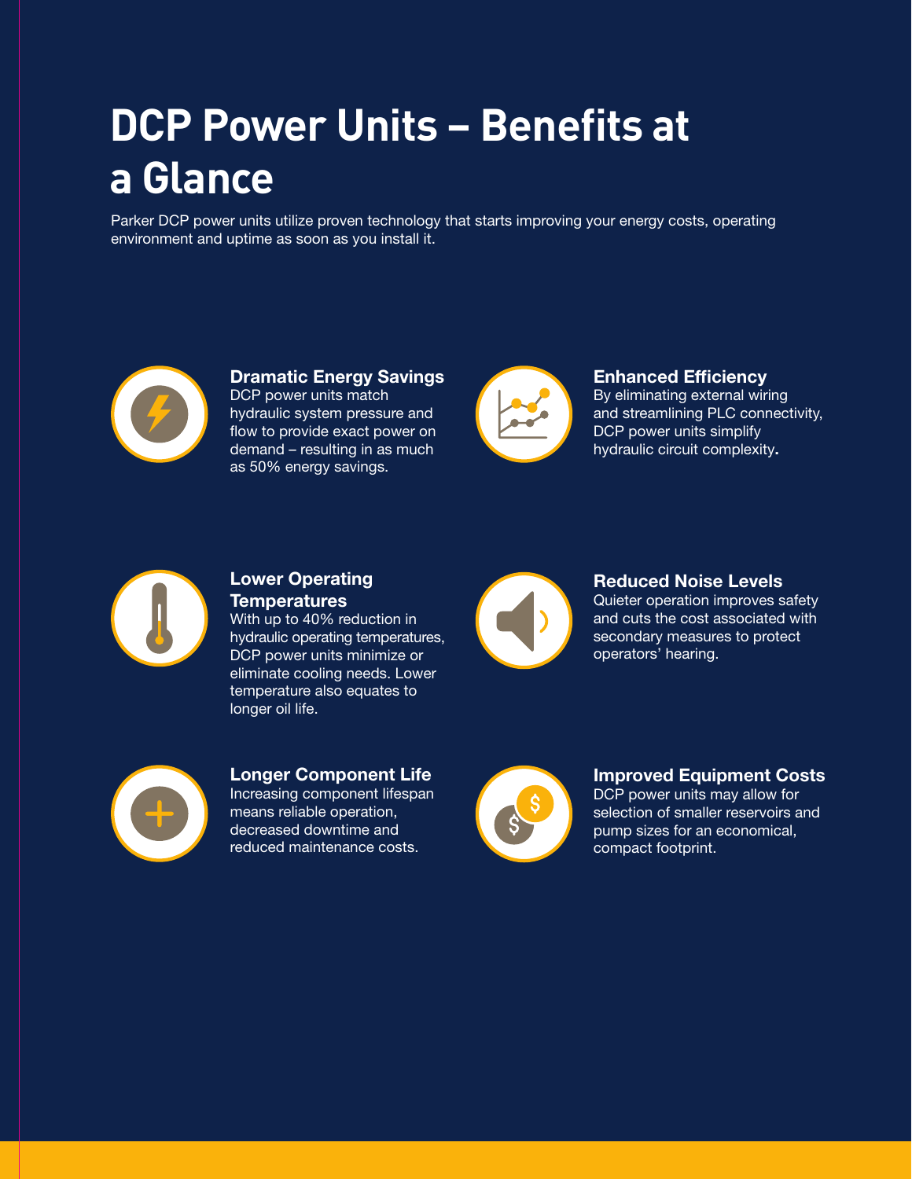# DCP Power Units – Benefits at a Glance

Parker DCP power units utilize proven technology that starts improving your energy costs, operating environment and uptime as soon as you install it.

### Dramatic Energy Savings

DCP power units match hydraulic system pressure and flow to provide exact power on demand – resulting in as much as 50% energy savings.

### Enhanced Efficiency

By eliminating external wiring and streamlining PLC connectivity, DCP power units simplify hydraulic circuit complexity.

### Lower Operating Temperatures

With up to 40% reduction in hydraulic operating temperatures, DCP power units minimize or eliminate cooling needs. Lower temperature also equates to longer oil life.

### Reduced Noise Levels

Quieter operation improves safety and cuts the cost associated with secondary measures to protect operators' hearing.

### Longer Component Life

Increasing component lifespan means reliable operation, decreased downtime and reduced maintenance costs.

### Improved Equipment Costs

DCP power units may allow for selection of smaller reservoirs and pump sizes for an economical, compact footprint.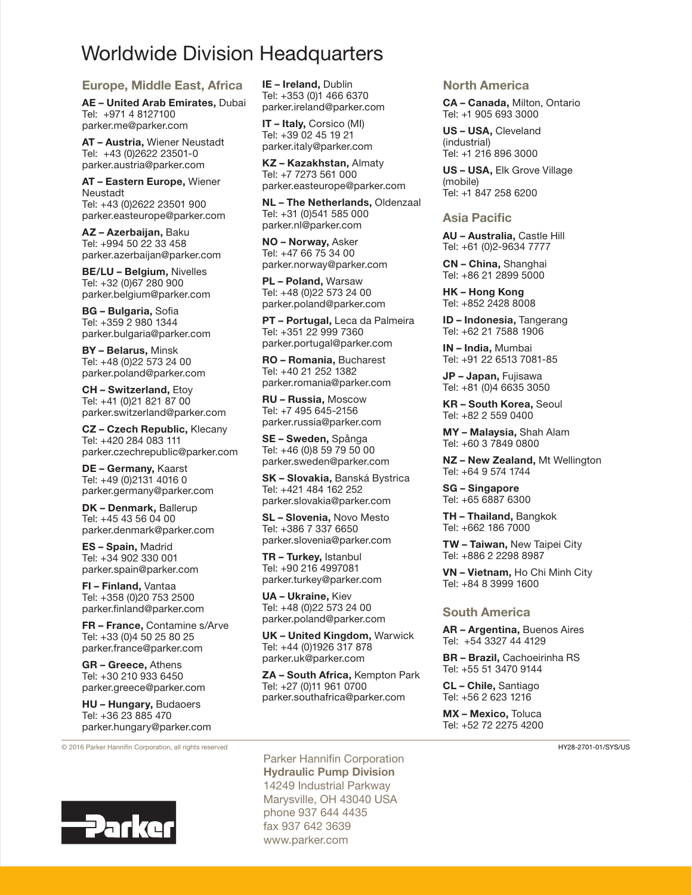# Worldwide Division Headquarters

## Europe, Middle East, Africa

**AE – United Arab Emirates,** Dubai
Tel: +971 4 8127100
parker.me@parker.com

**AT – Austria,** Wiener Neustadt
Tel: +43 (0)2622 23501-0
parker.austria@parker.com

**AT – Eastern Europe,** Wiener Neustadt
Tel: +43 (0)2622 23501 900
parker.easteurope@parker.com

**AZ – Azerbaijan,** Baku
Tel: +994 50 22 33 458
parker.azerbaijan@parker.com

**BE/LU – Belgium,** Nivelles
Tel: +32 (0)67 280 900
parker.belgium@parker.com

**BG – Bulgaria,** Sofia
Tel: +359 2 980 1344
parker.bulgaria@parker.com

**BY – Belarus,** Minsk
Tel: +48 (0)22 573 24 00
parker.poland@parker.com

**CH – Switzerland,** Etoy
Tel: +41 (0)21 821 87 00
parker.switzerland@parker.com

**CZ – Czech Republic,** Klecany
Tel: +420 284 083 111
parker.czechrepublic@parker.com

**DE – Germany,** Kaarst
Tel: +49 (0)2131 4016 0
parker.germany@parker.com

**DK – Denmark,** Ballerup
Tel: +45 43 56 04 00
parker.denmark@parker.com

**ES – Spain,** Madrid
Tel: +34 902 330 001
parker.spain@parker.com

**FI – Finland,** Vantaa
Tel: +358 (0)20 753 2500
parker.finland@parker.com

**FR – France,** Contamine s/Arve
Tel: +33 (0)4 50 25 80 25
parker.france@parker.com

**GR – Greece,** Athens
Tel: +30 210 933 6450
parker.greece@parker.com

**HU – Hungary,** Budaoers
Tel: +36 23 885 470
parker.hungary@parker.com

**IE – Ireland,** Dublin
Tel: +353 (0)1 466 6370
parker.ireland@parker.com

**IT – Italy,** Corsico (MI)
Tel: +39 02 45 19 21
parker.italy@parker.com

**KZ – Kazakhstan,** Almaty
Tel: +7 7273 561 000
parker.easteurope@parker.com

**NL – The Netherlands,** Oldenzaal
Tel: +31 (0)541 585 000
parker.nl@parker.com

**NO – Norway,** Asker
Tel: +47 66 75 34 00
parker.norway@parker.com

**PL – Poland,** Warsaw
Tel: +48 (0)22 573 24 00
parker.poland@parker.com

**PT – Portugal,** Leca da Palmeira
Tel: +351 22 999 7360
parker.portugal@parker.com

**RO – Romania,** Bucharest
Tel: +40 21 252 1382
parker.romania@parker.com

**RU – Russia,** Moscow
Tel: +7 495 645-2156
parker.russia@parker.com

**SE – Sweden,** Spånga
Tel: +46 (0)8 59 79 50 00
parker.sweden@parker.com

**SK – Slovakia,** Banská Bystrica
Tel: +421 484 162 252
parker.slovakia@parker.com

**SL – Slovenia,** Novo Mesto
Tel: +386 7 337 6650
parker.slovenia@parker.com

**TR – Turkey,** Istanbul
Tel: +90 216 4997081
parker.turkey@parker.com

**UA – Ukraine,** Kiev
Tel: +48 (0)22 573 24 00
parker.poland@parker.com

**UK – United Kingdom,** Warwick
Tel: +44 (0)1926 317 878
parker.uk@parker.com

**ZA – South Africa,** Kempton Park
Tel: +27 (0)11 961 0700
parker.southafrica@parker.com

## North America

**CA – Canada,** Milton, Ontario
Tel: +1 905 693 3000

**US – USA,** Cleveland (industrial)
Tel: +1 216 896 3000

**US – USA,** Elk Grove Village (mobile)
Tel: +1 847 258 6200

## Asia Pacific

**AU – Australia,** Castle Hill
Tel: +61 (0)2-9634 7777

**CN – China,** Shanghai
Tel: +86 21 2899 5000

**HK – Hong Kong**
Tel: +852 2428 8008

**ID – Indonesia,** Tangerang
Tel: +62 21 7588 1906

**IN – India,** Mumbai
Tel: +91 22 6513 7081-85

**JP – Japan,** Fujisawa
Tel: +81 (0)4 6635 3050

**KR – South Korea,** Seoul
Tel: +82 2 559 0400

**MY – Malaysia,** Shah Alam
Tel: +60 3 7849 0800

**NZ – New Zealand,** Mt Wellington
Tel: +64 9 574 1744

**SG – Singapore**
Tel: +65 6887 6300

**TH – Thailand,** Bangkok
Tel: +662 186 7000

**TW – Taiwan,** New Taipei City
Tel: +886 2 2298 8987

**VN – Vietnam,** Ho Chi Minh City
Tel: +84 8 3999 1600

## South America

**AR – Argentina,** Buenos Aires
Tel: +54 3327 44 4129

**BR – Brazil,** Cachoeirinha RS
Tel: +55 51 3470 9144

**CL – Chile,** Santiago
Tel: +56 2 623 1216

**MX – Mexico,** Toluca
Tel: +52 72 2275 4200

© 2016 Parker Hannifin Corporation, all rights reserved

HY28-2701-01/SYS/US

Parker Hannifin Corporation
**Hydraulic Pump Division**
14249 Industrial Parkway
Marysville, OH 43040 USA
phone 937 644 4435
fax 937 642 3639
www.parker.com